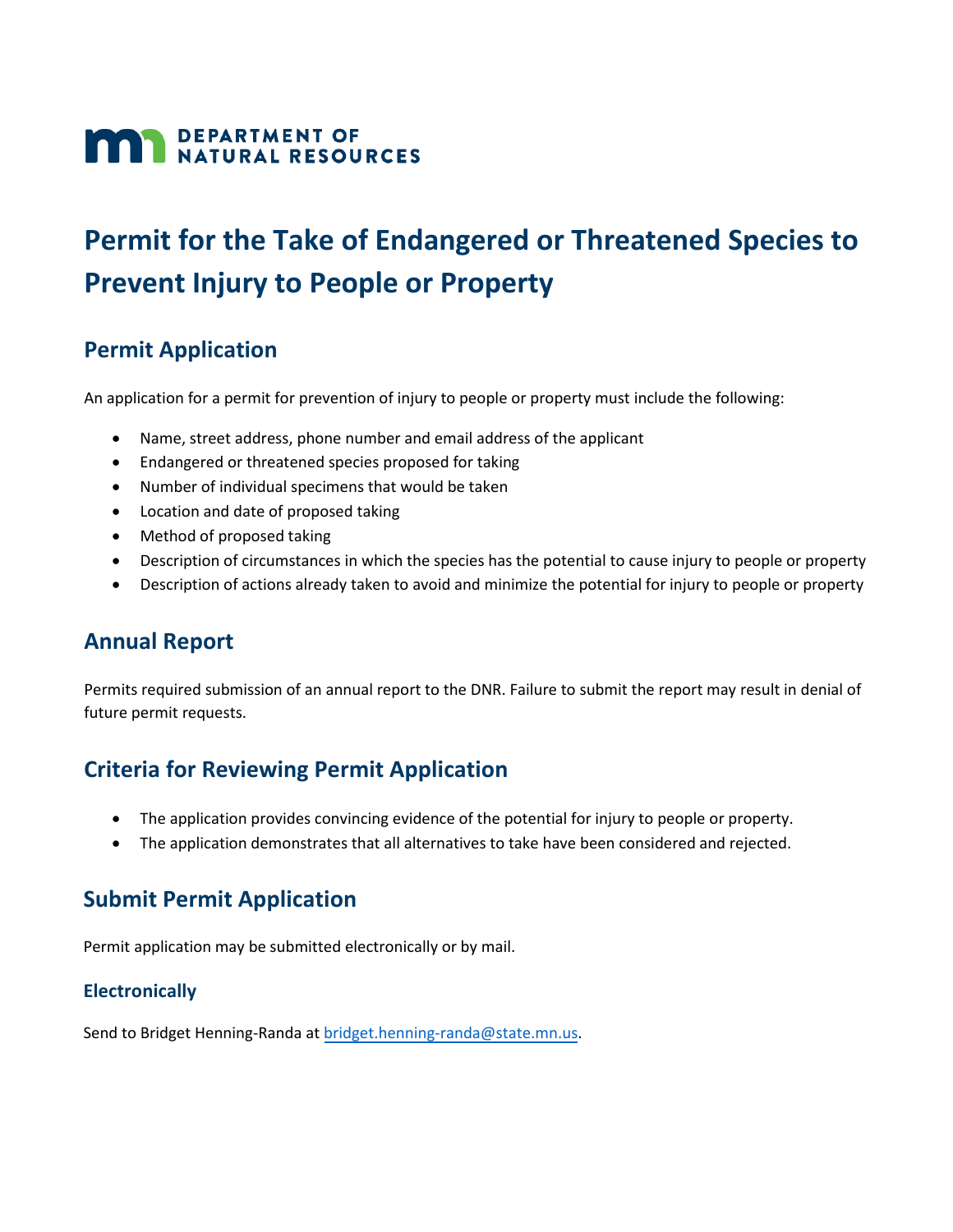DEPARTMENT OF NATURAL RESOURCES

# Permit for the Take of Endangered or Threatened Species to Prevent Injury to People or Property

## Permit Application

An application for a permit for prevention of injury to people or property must include the following:

- Name, street address, phone number and email address of the applicant
- Endangered or threatened species proposed for taking
- Number of individual specimens that would be taken
- Location and date of proposed taking
- Method of proposed taking
- Description of circumstances in which the species has the potential to cause injury to people or property
- Description of actions already taken to avoid and minimize the potential for injury to people or property

## Annual Report

Permits required submission of an annual report to the DNR. Failure to submit the report may result in denial of future permit requests.

## Criteria for Reviewing Permit Application

- The application provides convincing evidence of the potential for injury to people or property.
- The application demonstrates that all alternatives to take have been considered and rejected.

## Submit Permit Application

Permit application may be submitted electronically or by mail.

### Electronically

Send to Bridget Henning-Randa at bridget.henning-randa@state.mn.us.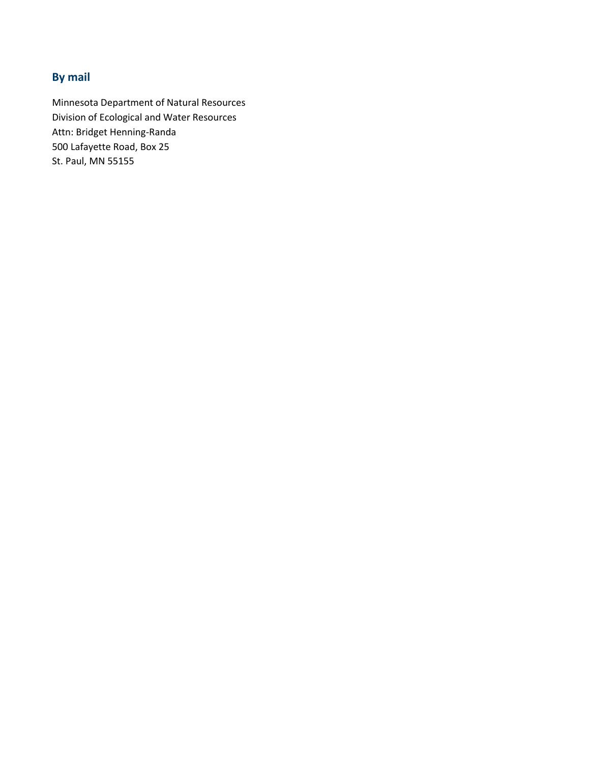## By mail

Minnesota Department of Natural Resources
Division of Ecological and Water Resources
Attn: Bridget Henning-Randa
500 Lafayette Road, Box 25
St. Paul, MN 55155